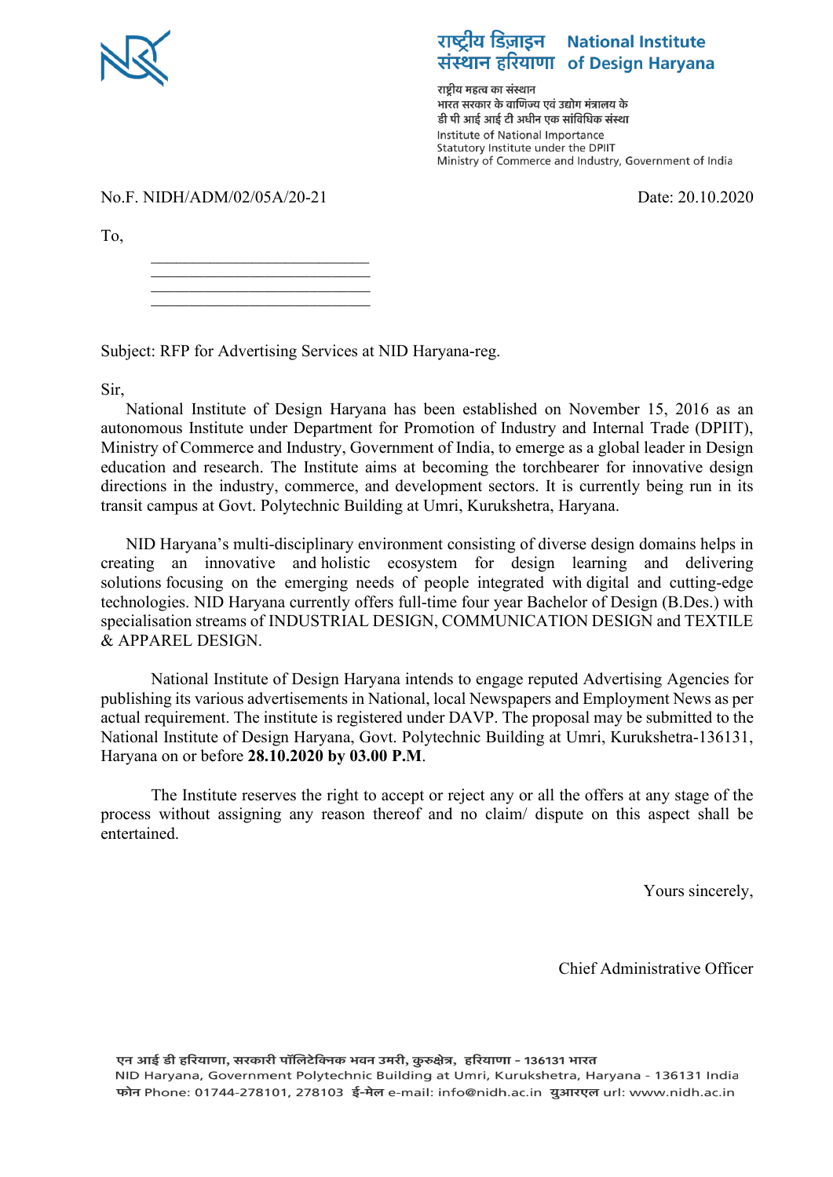राष्ट्रीय डिज़ाइन संस्थान हरियाणा **National Institute of Design Haryana**

राष्ट्रीय महत्व का संस्थान
भारत सरकार के वाणिज्य एवं उद्योग मंत्रालय के
डी पी आई आई टी अधीन एक सांविधिक संस्था
Institute of National Importance
Statutory Institute under the DPIIT
Ministry of Commerce and Industry, Government of India

No.F. NIDH/ADM/02/05A/20-21 Date: 20.10.2020

To,

\_\_\_\_\_\_\_\_\_\_\_\_\_\_\_\_\_\_\_\_\_\_\_\_\_\_\_\_
\_\_\_\_\_\_\_\_\_\_\_\_\_\_\_\_\_\_\_\_\_\_\_\_\_\_\_\_
\_\_\_\_\_\_\_\_\_\_\_\_\_\_\_\_\_\_\_\_\_\_\_\_\_\_\_\_
\_\_\_\_\_\_\_\_\_\_\_\_\_\_\_\_\_\_\_\_\_\_\_\_\_\_\_\_

Subject: RFP for Advertising Services at NID Haryana-reg.

Sir,

National Institute of Design Haryana has been established on November 15, 2016 as an autonomous Institute under Department for Promotion of Industry and Internal Trade (DPIIT), Ministry of Commerce and Industry, Government of India, to emerge as a global leader in Design education and research. The Institute aims at becoming the torchbearer for innovative design directions in the industry, commerce, and development sectors. It is currently being run in its transit campus at Govt. Polytechnic Building at Umri, Kurukshetra, Haryana.

NID Haryana's multi-disciplinary environment consisting of diverse design domains helps in creating an innovative and holistic ecosystem for design learning and delivering solutions focusing on the emerging needs of people integrated with digital and cutting-edge technologies. NID Haryana currently offers full-time four year Bachelor of Design (B.Des.) with specialisation streams of INDUSTRIAL DESIGN, COMMUNICATION DESIGN and TEXTILE & APPAREL DESIGN.

National Institute of Design Haryana intends to engage reputed Advertising Agencies for publishing its various advertisements in National, local Newspapers and Employment News as per actual requirement. The institute is registered under DAVP. The proposal may be submitted to the National Institute of Design Haryana, Govt. Polytechnic Building at Umri, Kurukshetra-136131, Haryana on or before **28.10.2020 by 03.00 P.M**.

The Institute reserves the right to accept or reject any or all the offers at any stage of the process without assigning any reason thereof and no claim/ dispute on this aspect shall be entertained.

Yours sincerely,

Chief Administrative Officer

एन आई डी हरियाणा, सरकारी पॉलिटेक्निक भवन उमरी, कुरुक्षेत्र, हरियाणा - 136131 भारत
NID Haryana, Government Polytechnic Building at Umri, Kurukshetra, Haryana - 136131 India
फोन Phone: 01744-278101, 278103 ई-मेल e-mail: info@nidh.ac.in युआरएल url: www.nidh.ac.in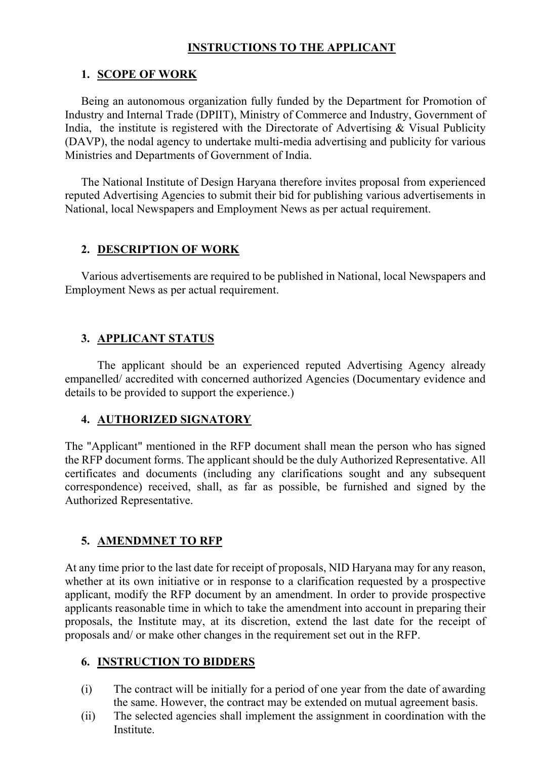## INSTRUCTIONS TO THE APPLICANT

### 1. SCOPE OF WORK

Being an autonomous organization fully funded by the Department for Promotion of Industry and Internal Trade (DPIIT), Ministry of Commerce and Industry, Government of India, the institute is registered with the Directorate of Advertising & Visual Publicity (DAVP), the nodal agency to undertake multi-media advertising and publicity for various Ministries and Departments of Government of India.

The National Institute of Design Haryana therefore invites proposal from experienced reputed Advertising Agencies to submit their bid for publishing various advertisements in National, local Newspapers and Employment News as per actual requirement.

### 2. DESCRIPTION OF WORK

Various advertisements are required to be published in National, local Newspapers and Employment News as per actual requirement.

### 3. APPLICANT STATUS

The applicant should be an experienced reputed Advertising Agency already empanelled/ accredited with concerned authorized Agencies (Documentary evidence and details to be provided to support the experience.)

### 4. AUTHORIZED SIGNATORY

The "Applicant" mentioned in the RFP document shall mean the person who has signed the RFP document forms. The applicant should be the duly Authorized Representative. All certificates and documents (including any clarifications sought and any subsequent correspondence) received, shall, as far as possible, be furnished and signed by the Authorized Representative.

### 5. AMENDMNET TO RFP

At any time prior to the last date for receipt of proposals, NID Haryana may for any reason, whether at its own initiative or in response to a clarification requested by a prospective applicant, modify the RFP document by an amendment. In order to provide prospective applicants reasonable time in which to take the amendment into account in preparing their proposals, the Institute may, at its discretion, extend the last date for the receipt of proposals and/ or make other changes in the requirement set out in the RFP.

### 6. INSTRUCTION TO BIDDERS

(i) The contract will be initially for a period of one year from the date of awarding the same. However, the contract may be extended on mutual agreement basis.

(ii) The selected agencies shall implement the assignment in coordination with the Institute.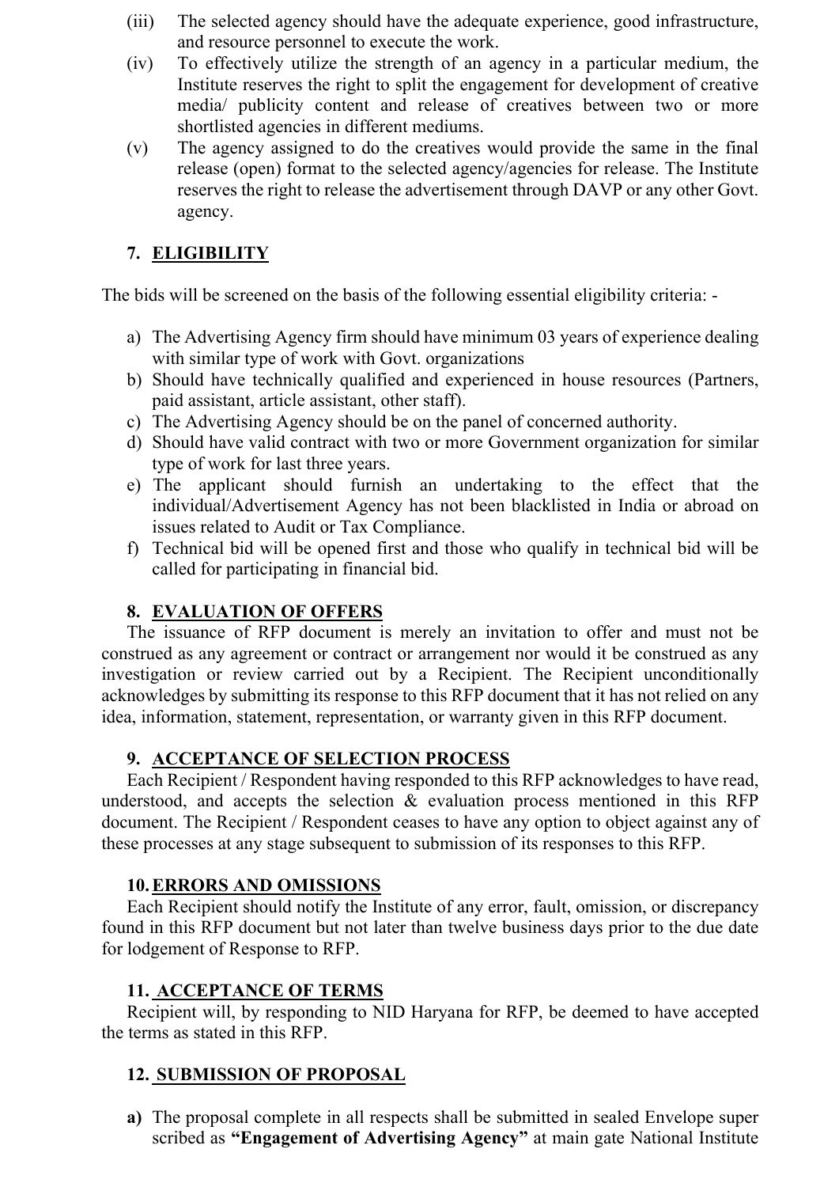(iii) The selected agency should have the adequate experience, good infrastructure, and resource personnel to execute the work.

(iv) To effectively utilize the strength of an agency in a particular medium, the Institute reserves the right to split the engagement for development of creative media/ publicity content and release of creatives between two or more shortlisted agencies in different mediums.

(v) The agency assigned to do the creatives would provide the same in the final release (open) format to the selected agency/agencies for release. The Institute reserves the right to release the advertisement through DAVP or any other Govt. agency.

## 7. ELIGIBILITY

The bids will be screened on the basis of the following essential eligibility criteria: -

a) The Advertising Agency firm should have minimum 03 years of experience dealing with similar type of work with Govt. organizations

b) Should have technically qualified and experienced in house resources (Partners, paid assistant, article assistant, other staff).

c) The Advertising Agency should be on the panel of concerned authority.

d) Should have valid contract with two or more Government organization for similar type of work for last three years.

e) The applicant should furnish an undertaking to the effect that the individual/Advertisement Agency has not been blacklisted in India or abroad on issues related to Audit or Tax Compliance.

f) Technical bid will be opened first and those who qualify in technical bid will be called for participating in financial bid.

## 8. EVALUATION OF OFFERS

The issuance of RFP document is merely an invitation to offer and must not be construed as any agreement or contract or arrangement nor would it be construed as any investigation or review carried out by a Recipient. The Recipient unconditionally acknowledges by submitting its response to this RFP document that it has not relied on any idea, information, statement, representation, or warranty given in this RFP document.

## 9. ACCEPTANCE OF SELECTION PROCESS

Each Recipient / Respondent having responded to this RFP acknowledges to have read, understood, and accepts the selection & evaluation process mentioned in this RFP document. The Recipient / Respondent ceases to have any option to object against any of these processes at any stage subsequent to submission of its responses to this RFP.

## 10. ERRORS AND OMISSIONS

Each Recipient should notify the Institute of any error, fault, omission, or discrepancy found in this RFP document but not later than twelve business days prior to the due date for lodgement of Response to RFP.

## 11. ACCEPTANCE OF TERMS

Recipient will, by responding to NID Haryana for RFP, be deemed to have accepted the terms as stated in this RFP.

## 12. SUBMISSION OF PROPOSAL

**a)** The proposal complete in all respects shall be submitted in sealed Envelope super scribed as **"Engagement of Advertising Agency"** at main gate National Institute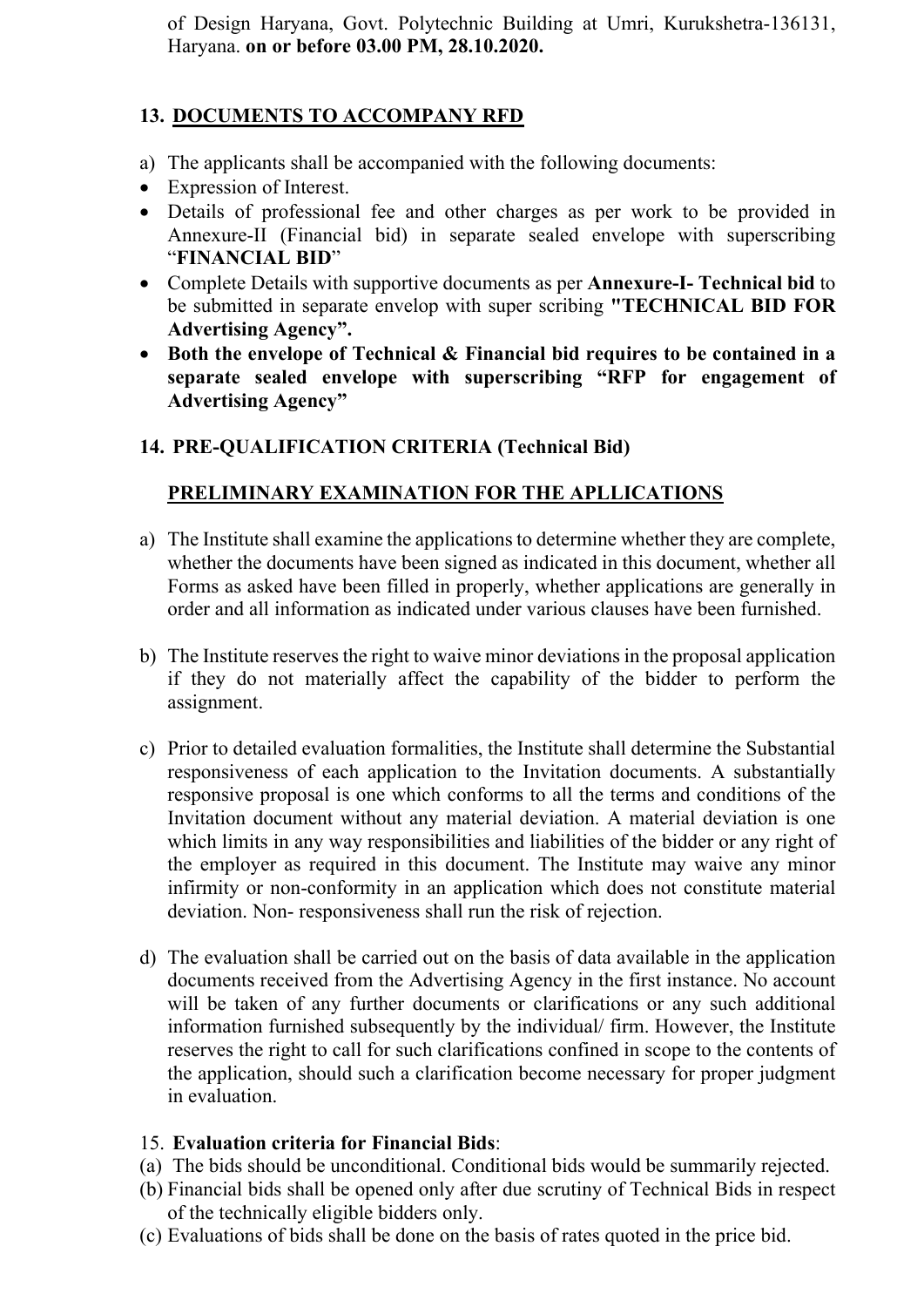of Design Haryana, Govt. Polytechnic Building at Umri, Kurukshetra-136131, Haryana. **on or before 03.00 PM, 28.10.2020.**

## 13. DOCUMENTS TO ACCOMPANY RFD

a) The applicants shall be accompanied with the following documents:

- Expression of Interest.
- Details of professional fee and other charges as per work to be provided in Annexure-II (Financial bid) in separate sealed envelope with superscribing "**FINANCIAL BID**"
- Complete Details with supportive documents as per **Annexure-I- Technical bid** to be submitted in separate envelop with super scribing **"TECHNICAL BID FOR Advertising Agency".**
- **Both the envelope of Technical & Financial bid requires to be contained in a separate sealed envelope with superscribing "RFP for engagement of Advertising Agency"**

## 14. PRE-QUALIFICATION CRITERIA (Technical Bid)

### PRELIMINARY EXAMINATION FOR THE APLLICATIONS

a) The Institute shall examine the applications to determine whether they are complete, whether the documents have been signed as indicated in this document, whether all Forms as asked have been filled in properly, whether applications are generally in order and all information as indicated under various clauses have been furnished.

b) The Institute reserves the right to waive minor deviations in the proposal application if they do not materially affect the capability of the bidder to perform the assignment.

c) Prior to detailed evaluation formalities, the Institute shall determine the Substantial responsiveness of each application to the Invitation documents. A substantially responsive proposal is one which conforms to all the terms and conditions of the Invitation document without any material deviation. A material deviation is one which limits in any way responsibilities and liabilities of the bidder or any right of the employer as required in this document. The Institute may waive any minor infirmity or non-conformity in an application which does not constitute material deviation. Non- responsiveness shall run the risk of rejection.

d) The evaluation shall be carried out on the basis of data available in the application documents received from the Advertising Agency in the first instance. No account will be taken of any further documents or clarifications or any such additional information furnished subsequently by the individual/ firm. However, the Institute reserves the right to call for such clarifications confined in scope to the contents of the application, should such a clarification become necessary for proper judgment in evaluation.

15. **Evaluation criteria for Financial Bids**:

(a) The bids should be unconditional. Conditional bids would be summarily rejected.
(b) Financial bids shall be opened only after due scrutiny of Technical Bids in respect of the technically eligible bidders only.
(c) Evaluations of bids shall be done on the basis of rates quoted in the price bid.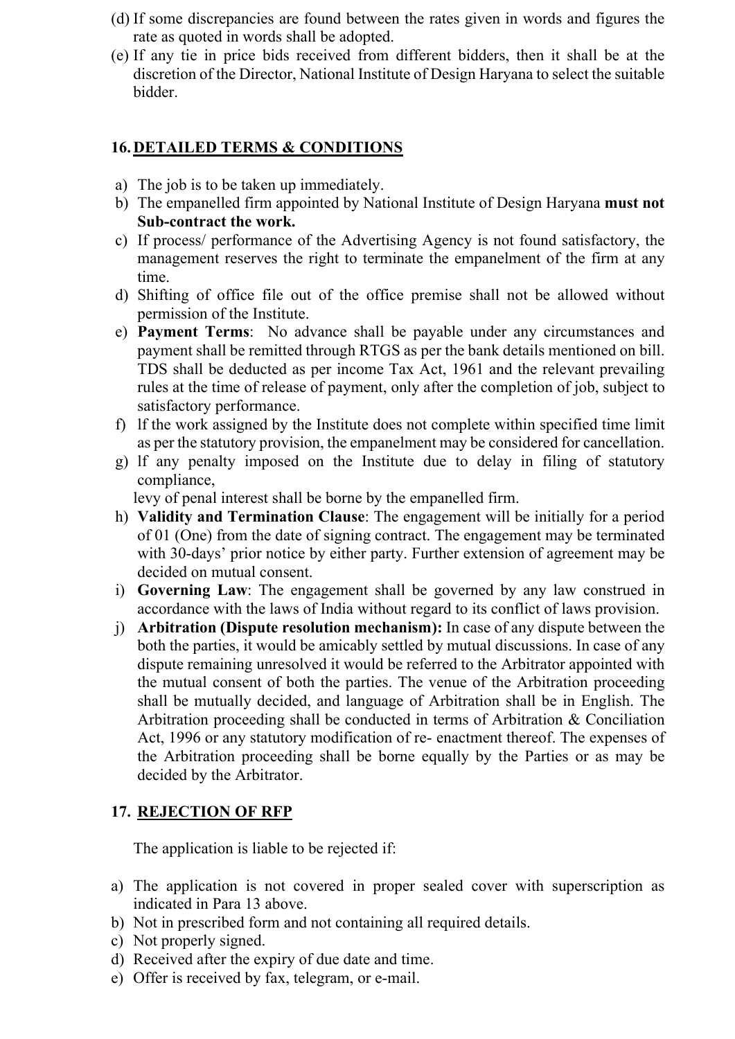(d) If some discrepancies are found between the rates given in words and figures the rate as quoted in words shall be adopted.

(e) If any tie in price bids received from different bidders, then it shall be at the discretion of the Director, National Institute of Design Haryana to select the suitable bidder.

## 16. DETAILED TERMS & CONDITIONS

a) The job is to be taken up immediately.

b) The empanelled firm appointed by National Institute of Design Haryana **must not Sub-contract the work.**

c) If process/ performance of the Advertising Agency is not found satisfactory, the management reserves the right to terminate the empanelment of the firm at any time.

d) Shifting of office file out of the office premise shall not be allowed without permission of the Institute.

e) **Payment Terms**: No advance shall be payable under any circumstances and payment shall be remitted through RTGS as per the bank details mentioned on bill. TDS shall be deducted as per income Tax Act, 1961 and the relevant prevailing rules at the time of release of payment, only after the completion of job, subject to satisfactory performance.

f) lf the work assigned by the Institute does not complete within specified time limit as per the statutory provision, the empanelment may be considered for cancellation.

g) lf any penalty imposed on the Institute due to delay in filing of statutory compliance,
levy of penal interest shall be borne by the empanelled firm.

h) **Validity and Termination Clause**: The engagement will be initially for a period of 01 (One) from the date of signing contract. The engagement may be terminated with 30-days' prior notice by either party. Further extension of agreement may be decided on mutual consent.

i) **Governing Law**: The engagement shall be governed by any law construed in accordance with the laws of India without regard to its conflict of laws provision.

j) **Arbitration (Dispute resolution mechanism):** In case of any dispute between the both the parties, it would be amicably settled by mutual discussions. In case of any dispute remaining unresolved it would be referred to the Arbitrator appointed with the mutual consent of both the parties. The venue of the Arbitration proceeding shall be mutually decided, and language of Arbitration shall be in English. The Arbitration proceeding shall be conducted in terms of Arbitration & Conciliation Act, 1996 or any statutory modification of re- enactment thereof. The expenses of the Arbitration proceeding shall be borne equally by the Parties or as may be decided by the Arbitrator.

## 17. REJECTION OF RFP

The application is liable to be rejected if:

a) The application is not covered in proper sealed cover with superscription as indicated in Para 13 above.

b) Not in prescribed form and not containing all required details.

c) Not properly signed.

d) Received after the expiry of due date and time.

e) Offer is received by fax, telegram, or e-mail.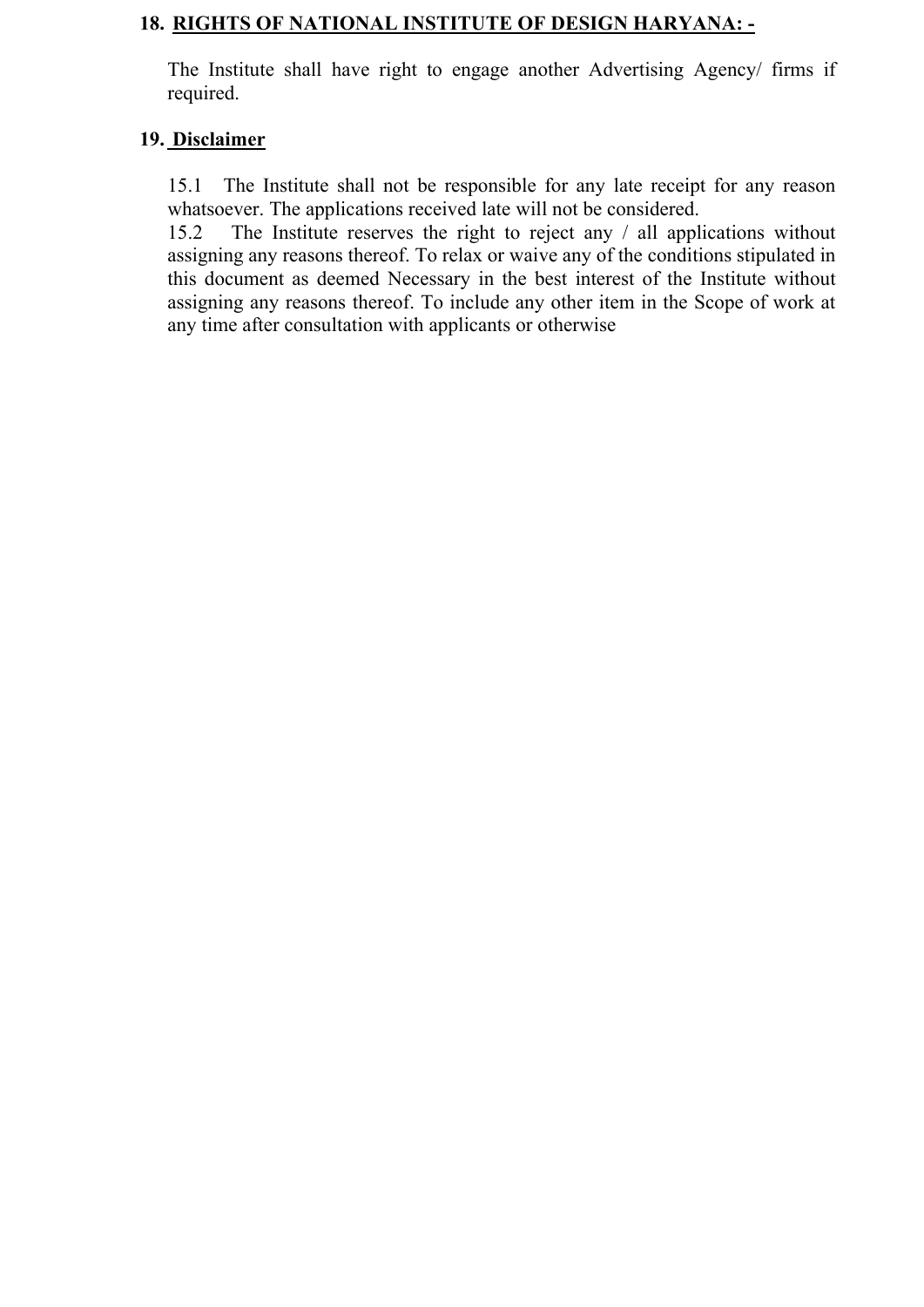**18. <u>RIGHTS OF NATIONAL INSTITUTE OF DESIGN HARYANA: -</u>**

The Institute shall have right to engage another Advertising Agency/ firms if required.

**19. <u>Disclaimer</u>**

15.1 The Institute shall not be responsible for any late receipt for any reason whatsoever. The applications received late will not be considered.

15.2 The Institute reserves the right to reject any / all applications without assigning any reasons thereof. To relax or waive any of the conditions stipulated in this document as deemed Necessary in the best interest of the Institute without assigning any reasons thereof. To include any other item in the Scope of work at any time after consultation with applicants or otherwise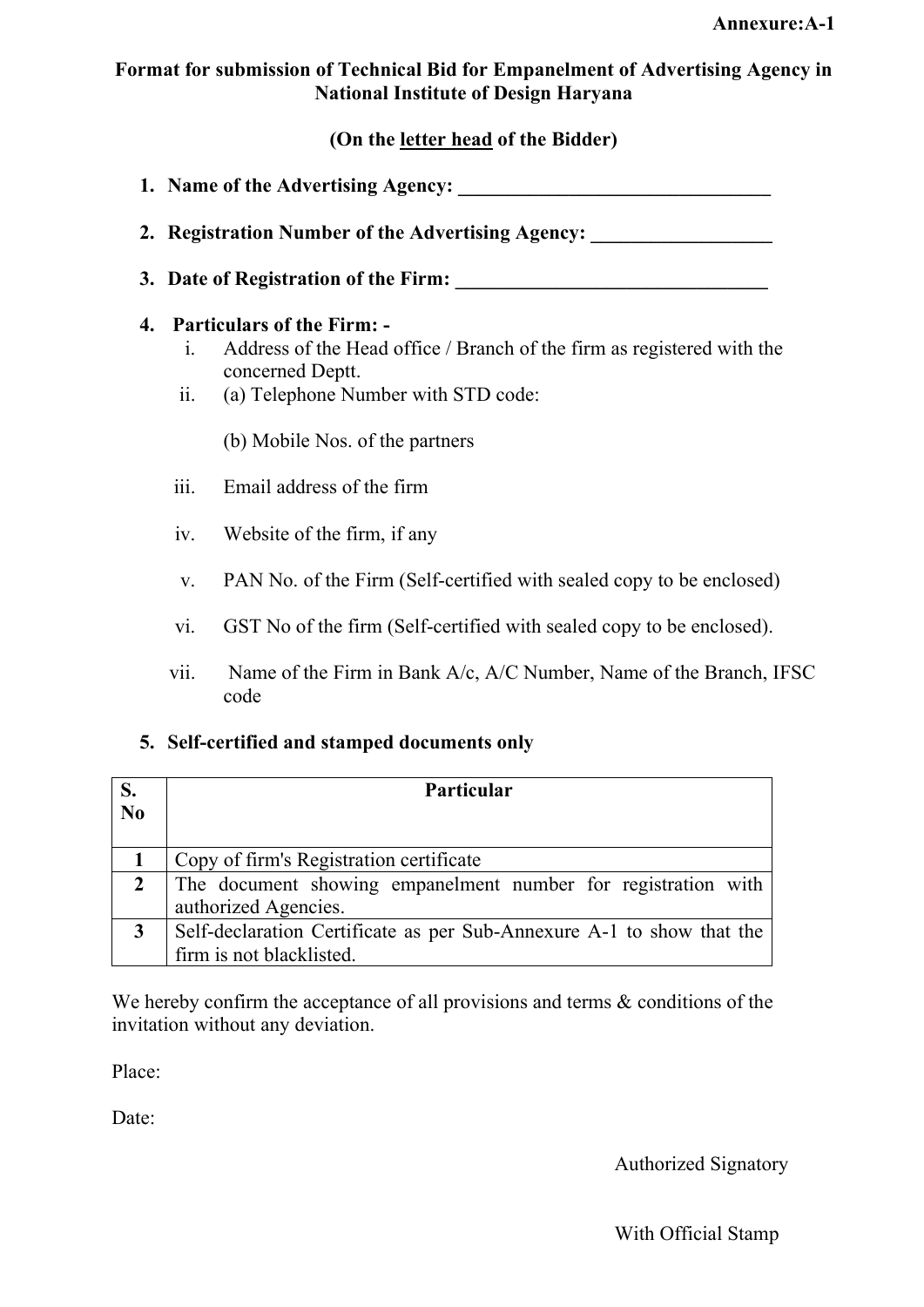**Annexure:A-1**

## Format for submission of Technical Bid for Empanelment of Advertising Agency in National Institute of Design Haryana

**(On the letter head of the Bidder)**

1. **Name of the Advertising Agency: ________________________________**

2. **Registration Number of the Advertising Agency: __________________**

3. **Date of Registration of the Firm: ________________________________**

4. **Particulars of the Firm: -**
   i. Address of the Head office / Branch of the firm as registered with the concerned Deptt.
   ii. (a) Telephone Number with STD code:

       (b) Mobile Nos. of the partners

   iii. Email address of the firm

   iv. Website of the firm, if any

   v. PAN No. of the Firm (Self-certified with sealed copy to be enclosed)

   vi. GST No of the firm (Self-certified with sealed copy to be enclosed).

   vii. Name of the Firm in Bank A/c, A/C Number, Name of the Branch, IFSC code

5. **Self-certified and stamped documents only**

| S. No | Particular |
|---|---|
| 1 | Copy of firm's Registration certificate |
| 2 | The document showing empanelment number for registration with authorized Agencies. |
| 3 | Self-declaration Certificate as per Sub-Annexure A-1 to show that the firm is not blacklisted. |

We hereby confirm the acceptance of all provisions and terms & conditions of the invitation without any deviation.

Place:

Date:

Authorized Signatory

With Official Stamp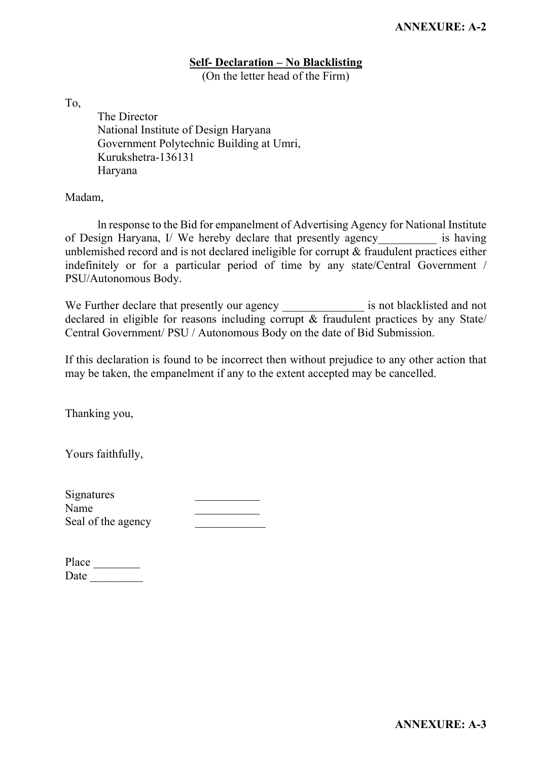**ANNEXURE: A-2**

**Self- Declaration – No Blacklisting**

(On the letter head of the Firm)

To,

The Director
National Institute of Design Haryana
Government Polytechnic Building at Umri,
Kurukshetra-136131
Haryana

Madam,

ln response to the Bid for empanelment of Advertising Agency for National Institute of Design Haryana, I/ We hereby declare that presently agency__________ is having unblemished record and is not declared ineligible for corrupt & fraudulent practices either indefinitely or for a particular period of time by any state/Central Government / PSU/Autonomous Body.

We Further declare that presently our agency ______________ is not blacklisted and not declared in eligible for reasons including corrupt & fraudulent practices by any State/ Central Government/ PSU / Autonomous Body on the date of Bid Submission.

If this declaration is found to be incorrect then without prejudice to any other action that may be taken, the empanelment if any to the extent accepted may be cancelled.

Thanking you,

Yours faithfully,

Signatures ___________
Name ___________
Seal of the agency ____________

Place ________
Date _________

**ANNEXURE: A-3**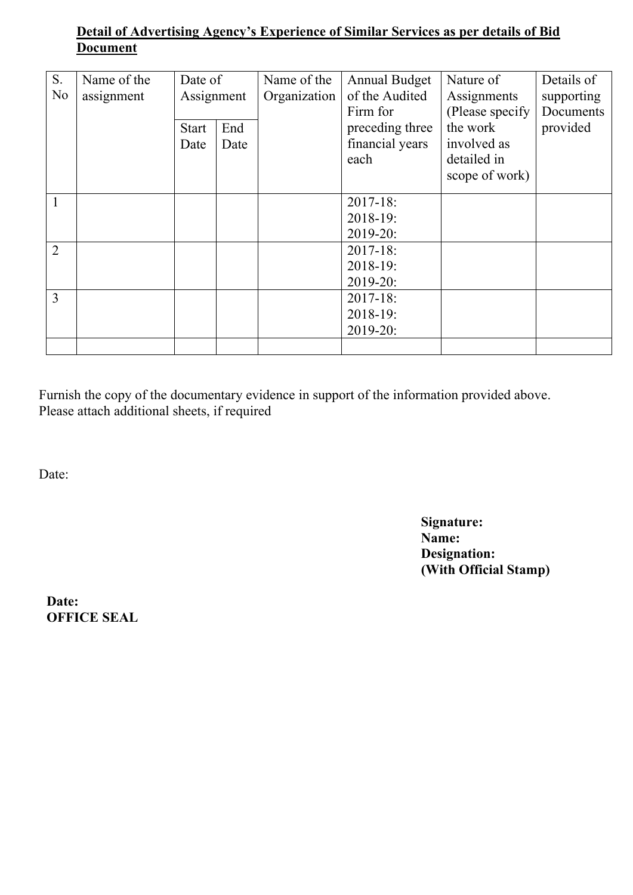**Detail of Advertising Agency's Experience of Similar Services as per details of Bid Document**

| S. No | Name of the assignment | Date of Assignment | | Name of the Organization | Annual Budget of the Audited Firm for preceding three financial years each | Nature of Assignments (Please specify the work involved as detailed in scope of work) | Details of supporting Documents provided |
|---|---|---|---|---|---|---|---|
| | | Start Date | End Date | | | | |
| 1 | | | | | 2017-18:<br>2018-19:<br>2019-20: | | |
| 2 | | | | | 2017-18:<br>2018-19:<br>2019-20: | | |
| 3 | | | | | 2017-18:<br>2018-19:<br>2019-20: | | |
| | | | | | | | |

Furnish the copy of the documentary evidence in support of the information provided above.
Please attach additional sheets, if required

Date:

**Signature:**
**Name:**
**Designation:**
**(With Official Stamp)**

**Date:**
**OFFICE SEAL**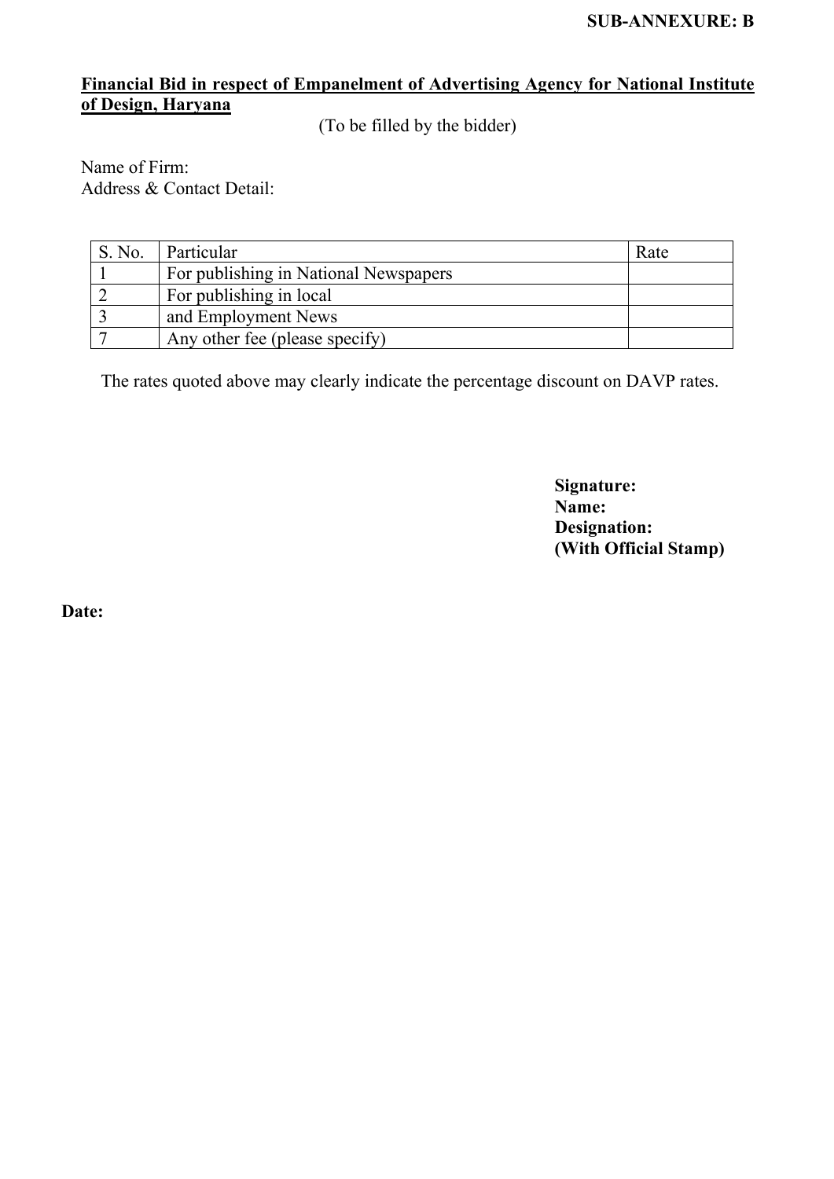**SUB-ANNEXURE: B**

**Financial Bid in respect of Empanelment of Advertising Agency for National Institute of Design, Haryana**

(To be filled by the bidder)

Name of Firm:
Address & Contact Detail:

| S. No. | Particular | Rate |
|---|---|---|
| 1 | For publishing in National Newspapers | |
| 2 | For publishing in local | |
| 3 | and Employment News | |
| 7 | Any other fee (please specify) | |

The rates quoted above may clearly indicate the percentage discount on DAVP rates.

**Signature:**
**Name:**
**Designation:**
**(With Official Stamp)**

**Date:**